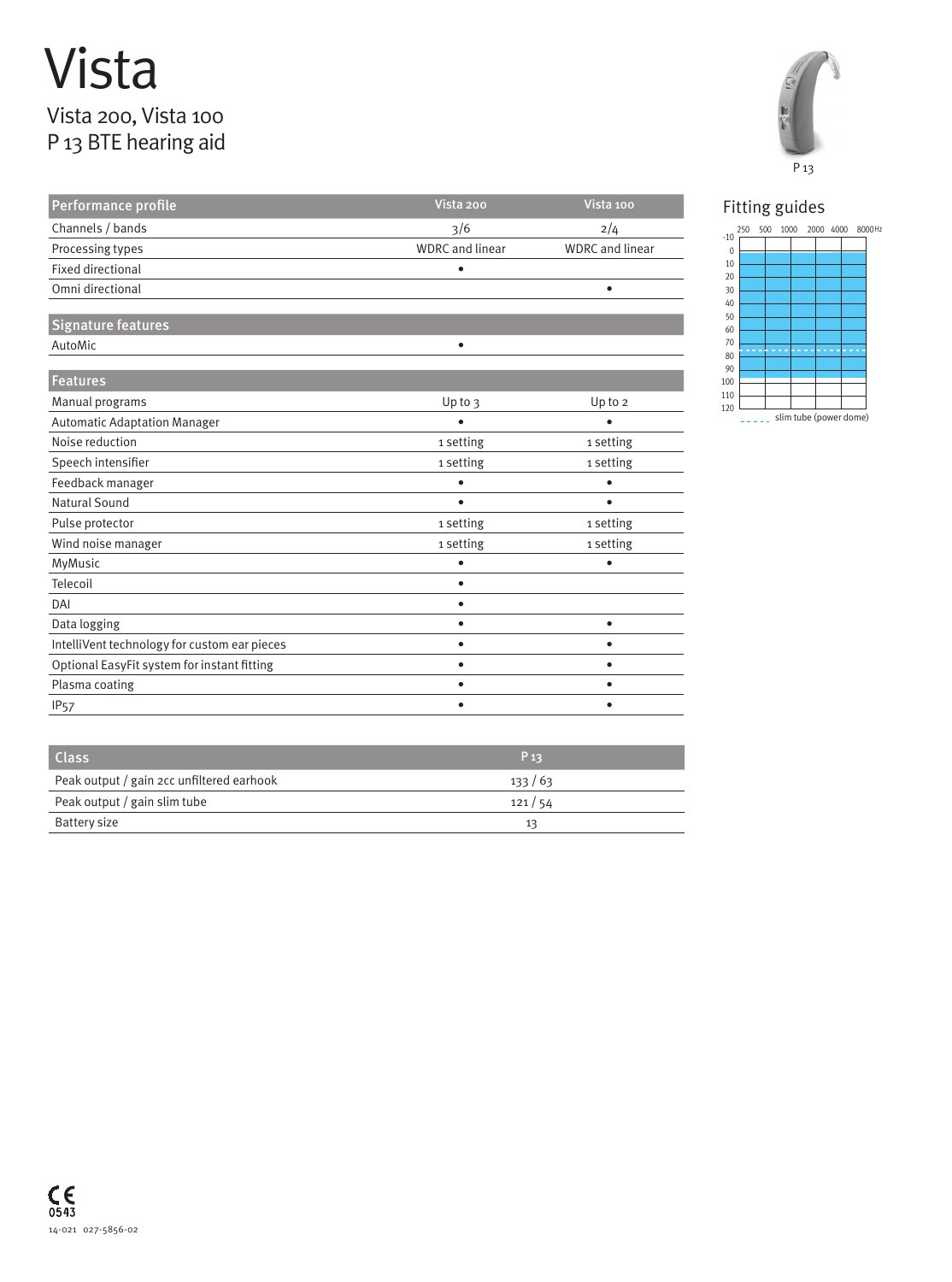# Vista

## Vista 200, Vista 100
## P 13 BTE hearing aid

P 13

| Performance profile | Vista 200 | Vista 100 |
|---|---|---|
| Channels / bands | 3/6 | 2/4 |
| Processing types | WDRC and linear | WDRC and linear |
| Fixed directional | • | |
| Omni directional | | • |
| **Signature features** | | |
| AutoMic | • | |
| **Features** | | |
| Manual programs | Up to 3 | Up to 2 |
| Automatic Adaptation Manager | • | • |
| Noise reduction | 1 setting | 1 setting |
| Speech intensifier | 1 setting | 1 setting |
| Feedback manager | • | • |
| Natural Sound | • | • |
| Pulse protector | 1 setting | 1 setting |
| Wind noise manager | 1 setting | 1 setting |
| MyMusic | • | • |
| Telecoil | • | |
| DAI | • | |
| Data logging | • | • |
| IntelliVent technology for custom ear pieces | • | • |
| Optional EasyFit system for instant fitting | • | • |
| Plasma coating | • | • |
| IP57 | • | • |

| Class | P 13 |
|---|---|
| Peak output / gain 2cc unfiltered earhook | 133 / 63 |
| Peak output / gain slim tube | 121 / 54 |
| Battery size | 13 |

## Fitting guides

Hz: 250, 500, 1000, 2000, 4000, 8000

dB: -10, 0, 10, 20, 30, 40, 50, 60, 70, 80, 90, 100, 110, 120

- - - - - slim tube (power dome)

CE 0543

14-021 027-5856-02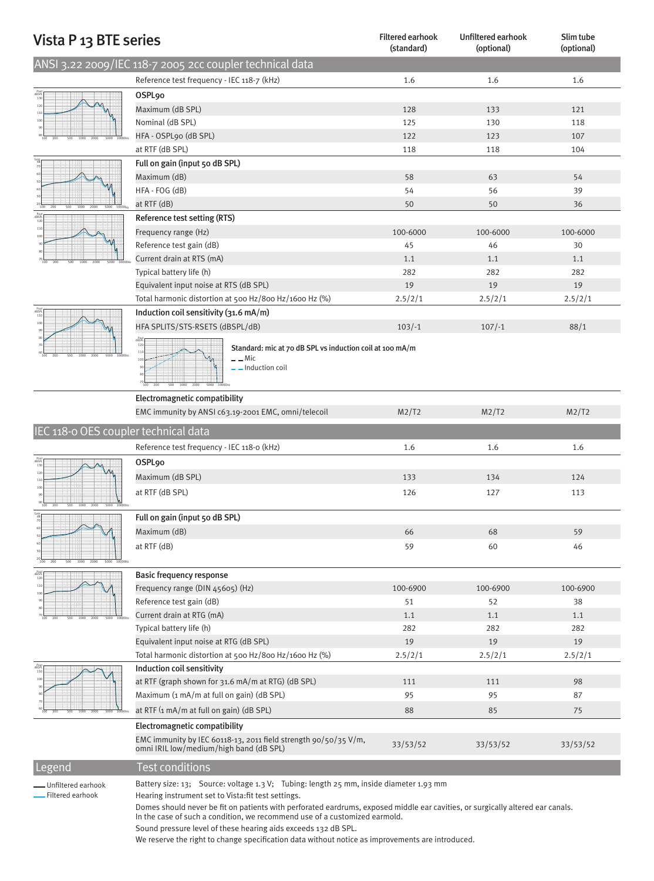# Vista P 13 BTE series

## ANSI 3.22 2009/IEC 118-7 2005 2cc coupler technical data

| | Filtered earhook (standard) | Unfiltered earhook (optional) | Slim tube (optional) |
|---|---|---|---|
| Reference test frequency - IEC 118-7 (kHz) | 1.6 | 1.6 | 1.6 |
| **OSPL90** | | | |
| Maximum (dB SPL) | 128 | 133 | 121 |
| Nominal (dB SPL) | 125 | 130 | 118 |
| HFA - OSPL90 (dB SPL) | 122 | 123 | 107 |
| at RTF (dB SPL) | 118 | 118 | 104 |
| **Full on gain (input 50 dB SPL)** | | | |
| Maximum (dB) | 58 | 63 | 54 |
| HFA - FOG (dB) | 54 | 56 | 39 |
| at RTF (dB) | 50 | 50 | 36 |
| **Reference test setting (RTS)** | | | |
| Frequency range (Hz) | 100-6000 | 100-6000 | 100-6000 |
| Reference test gain (dB) | 45 | 46 | 30 |
| Current drain at RTS (mA) | 1.1 | 1.1 | 1.1 |
| Typical battery life (h) | 282 | 282 | 282 |
| Equivalent input noise at RTS (dB SPL) | 19 | 19 | 19 |
| Total harmonic distortion at 500 Hz/800 Hz/1600 Hz (%) | 2.5/2/1 | 2.5/2/1 | 2.5/2/1 |
| **Induction coil sensitivity (31.6 mA/m)** | | | |
| HFA SPLITS/STS-RSETS (dBSPL/dB) | 103/-1 | 107/-1 | 88/1 |
| **Electromagnetic compatibility** | | | |
| EMC immunity by ANSI c63.19-2001 EMC, omni/telecoil | M2/T2 | M2/T2 | M2/T2 |

Standard: mic at 70 dB SPL vs induction coil at 100 mA/m

Mic

Induction coil

## IEC 118-0 OES coupler technical data

| | Filtered earhook (standard) | Unfiltered earhook (optional) | Slim tube (optional) |
|---|---|---|---|
| Reference test frequency - IEC 118-0 (kHz) | 1.6 | 1.6 | 1.6 |
| **OSPL90** | | | |
| Maximum (dB SPL) | 133 | 134 | 124 |
| at RTF (dB SPL) | 126 | 127 | 113 |
| **Full on gain (input 50 dB SPL)** | | | |
| Maximum (dB) | 66 | 68 | 59 |
| at RTF (dB) | 59 | 60 | 46 |
| **Basic frequency response** | | | |
| Frequency range (DIN 45605) (Hz) | 100-6900 | 100-6900 | 100-6900 |
| Reference test gain (dB) | 51 | 52 | 38 |
| Current drain at RTG (mA) | 1.1 | 1.1 | 1.1 |
| Typical battery life (h) | 282 | 282 | 282 |
| Equivalent input noise at RTG (dB SPL) | 19 | 19 | 19 |
| Total harmonic distortion at 500 Hz/800 Hz/1600 Hz (%) | 2.5/2/1 | 2.5/2/1 | 2.5/2/1 |
| **Induction coil sensitivity** | | | |
| at RTF (graph shown for 31.6 mA/m at RTG) (dB SPL) | 111 | 111 | 98 |
| Maximum (1 mA/m at full on gain) (dB SPL) | 95 | 95 | 87 |
| at RTF (1 mA/m at full on gain) (dB SPL) | 88 | 85 | 75 |
| **Electromagnetic compatibility** | | | |
| EMC immunity by IEC 60118-13, 2011 field strength 90/50/35 V/m, omni IRIL low/medium/high band (dB SPL) | 33/53/52 | 33/53/52 | 33/53/52 |

## Legend

Unfiltered earhook

Filtered earhook

## Test conditions

Battery size: 13; Source: voltage 1.3 V; Tubing: length 25 mm, inside diameter 1.93 mm

Hearing instrument set to Vista:fit test settings.

Domes should never be fit on patients with perforated eardrums, exposed middle ear cavities, or surgically altered ear canals. In the case of such a condition, we recommend use of a customized earmold.

Sound pressure level of these hearing aids exceeds 132 dB SPL.

We reserve the right to change specification data without notice as improvements are introduced.